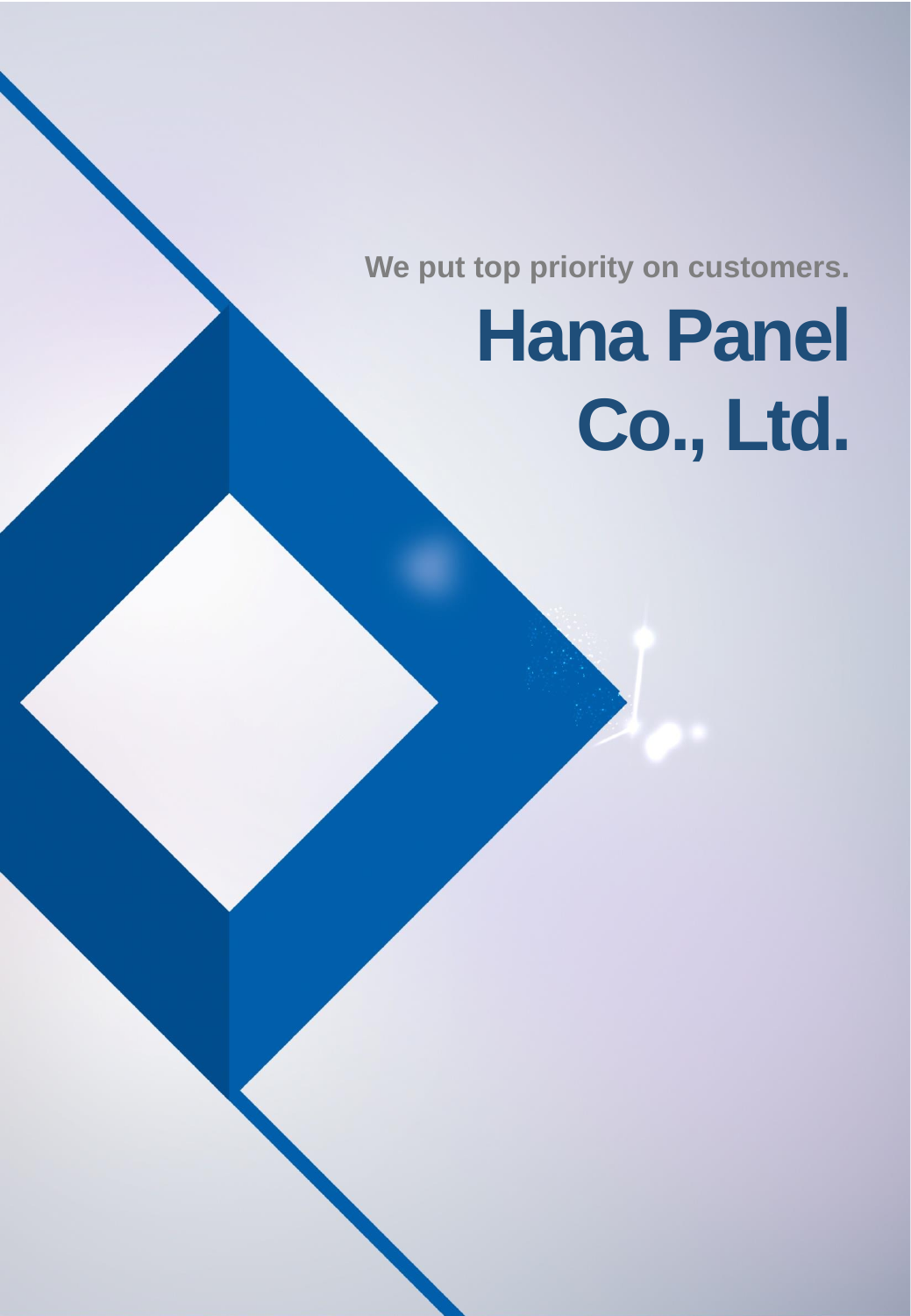We put top priority on customers.

# Hana Panel Co., Ltd.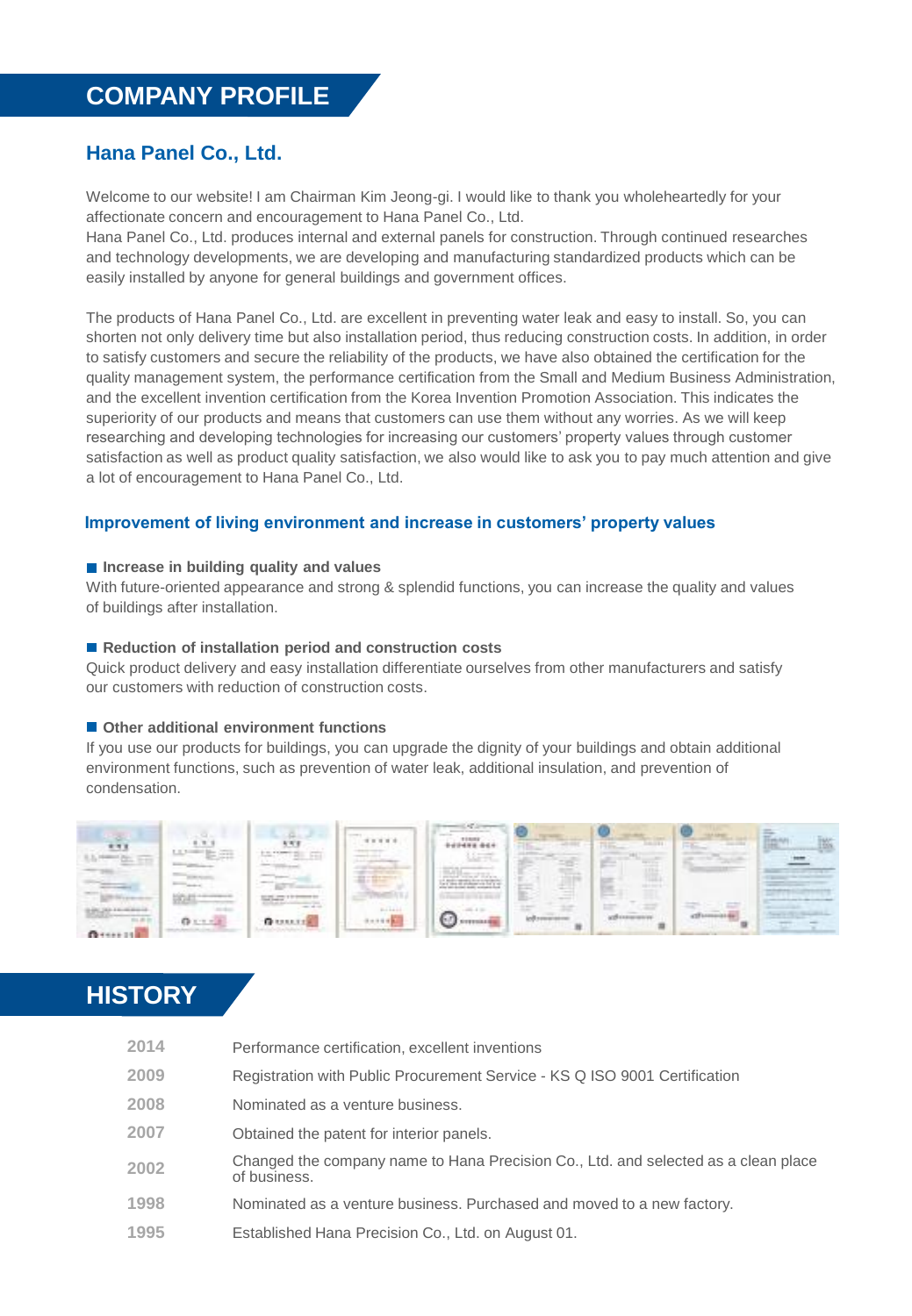# COMPANY PROFILE

## Hana Panel Co., Ltd.

Welcome to our website! I am Chairman Kim Jeong-gi. I would like to thank you wholeheartedly for your affectionate concern and encouragement to Hana Panel Co., Ltd.
Hana Panel Co., Ltd. produces internal and external panels for construction. Through continued researches and technology developments, we are developing and manufacturing standardized products which can be easily installed by anyone for general buildings and government offices.

The products of Hana Panel Co., Ltd. are excellent in preventing water leak and easy to install. So, you can shorten not only delivery time but also installation period, thus reducing construction costs. In addition, in order to satisfy customers and secure the reliability of the products, we have also obtained the certification for the quality management system, the performance certification from the Small and Medium Business Administration, and the excellent invention certification from the Korea Invention Promotion Association. This indicates the superiority of our products and means that customers can use them without any worries. As we will keep researching and developing technologies for increasing our customers' property values through customer satisfaction as well as product quality satisfaction, we also would like to ask you to pay much attention and give a lot of encouragement to Hana Panel Co., Ltd.

### Improvement of living environment and increase in customers' property values

**Increase in building quality and values**
With future-oriented appearance and strong & splendid functions, you can increase the quality and values of buildings after installation.

**Reduction of installation period and construction costs**
Quick product delivery and easy installation differentiate ourselves from other manufacturers and satisfy our customers with reduction of construction costs.

**Other additional environment functions**
If you use our products for buildings, you can upgrade the dignity of your buildings and obtain additional environment functions, such as prevention of water leak, additional insulation, and prevention of condensation.

# HISTORY

| Year | Event |
|---|---|
| 2014 | Performance certification, excellent inventions |
| 2009 | Registration with Public Procurement Service - KS Q ISO 9001 Certification |
| 2008 | Nominated as a venture business. |
| 2007 | Obtained the patent for interior panels. |
| 2002 | Changed the company name to Hana Precision Co., Ltd. and selected as a clean place of business. |
| 1998 | Nominated as a venture business. Purchased and moved to a new factory. |
| 1995 | Established Hana Precision Co., Ltd. on August 01. |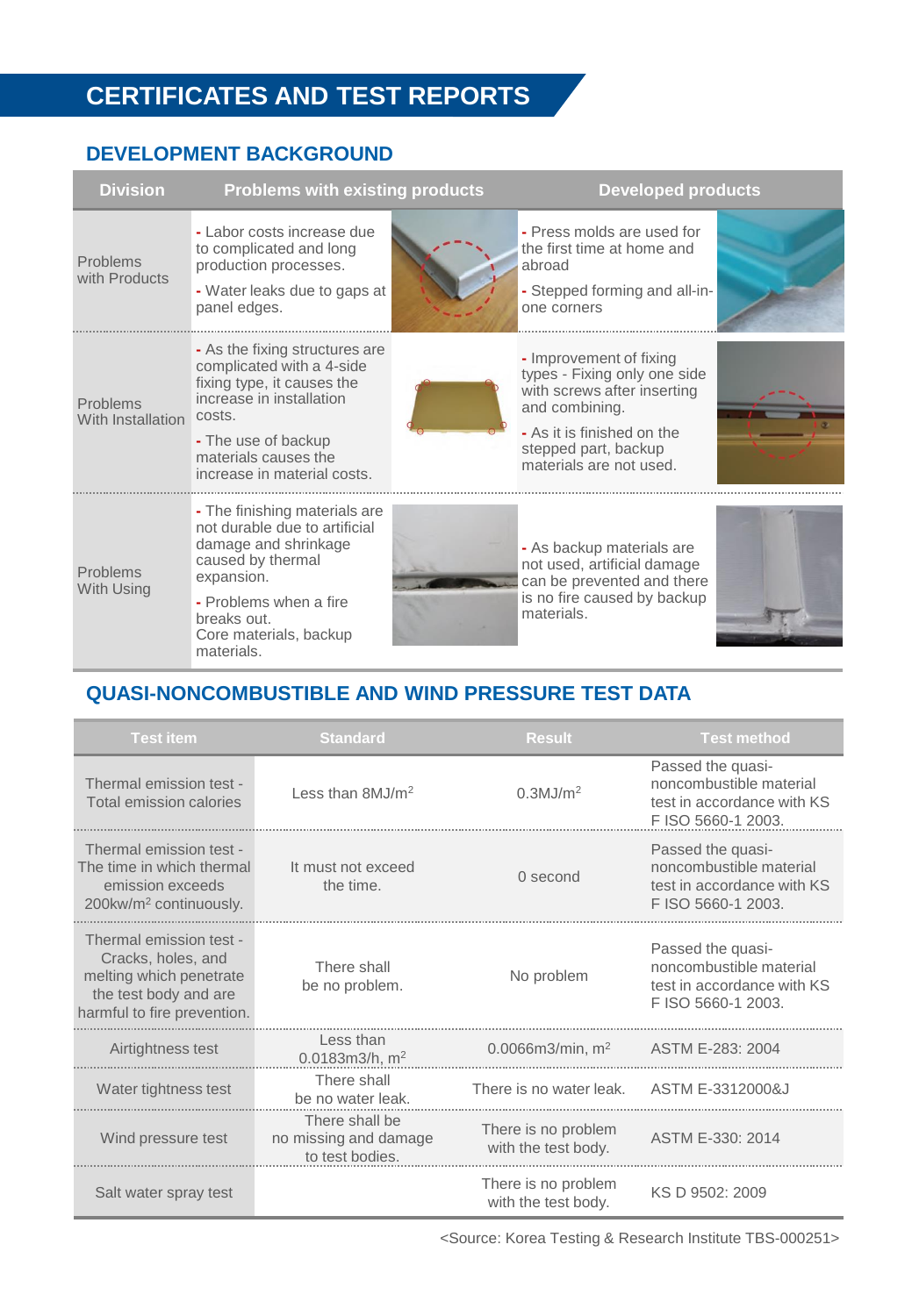# CERTIFICATES AND TEST REPORTS

## DEVELOPMENT BACKGROUND

| Division | Problems with existing products | Developed products |
|---|---|---|
| Problems with Products | - Labor costs increase due to complicated and long production processes.<br>- Water leaks due to gaps at panel edges. | - Press molds are used for the first time at home and abroad<br>- Stepped forming and all-in-one corners |
| Problems With Installation | - As the fixing structures are complicated with a 4-side fixing type, it causes the increase in installation costs.<br>- The use of backup materials causes the increase in material costs. | - Improvement of fixing types - Fixing only one side with screws after inserting and combining.<br>- As it is finished on the stepped part, backup materials are not used. |
| Problems With Using | - The finishing materials are not durable due to artificial damage and shrinkage caused by thermal expansion.<br>- Problems when a fire breaks out.<br>Core materials, backup materials. | - As backup materials are not used, artificial damage can be prevented and there is no fire caused by backup materials. |

## QUASI-NONCOMBUSTIBLE AND WIND PRESSURE TEST DATA

| Test item | Standard | Result | Test method |
|---|---|---|---|
| Thermal emission test - Total emission calories | Less than 8MJ/m$^2$ | 0.3MJ/m$^2$ | Passed the quasi-noncombustible material test in accordance with KS F ISO 5660-1 2003. |
| Thermal emission test - The time in which thermal emission exceeds 200kw/m$^2$ continuously. | It must not exceed the time. | 0 second | Passed the quasi-noncombustible material test in accordance with KS F ISO 5660-1 2003. |
| Thermal emission test - Cracks, holes, and melting which penetrate the test body and are harmful to fire prevention. | There shall be no problem. | No problem | Passed the quasi-noncombustible material test in accordance with KS F ISO 5660-1 2003. |
| Airtightness test | Less than 0.0183m3/h, m$^2$ | 0.0066m3/min, m$^2$ | ASTM E-283: 2004 |
| Water tightness test | There shall be no water leak. | There is no water leak. | ASTM E-3312000&J |
| Wind pressure test | There shall be no missing and damage to test bodies. | There is no problem with the test body. | ASTM E-330: 2014 |
| Salt water spray test | | There is no problem with the test body. | KS D 9502: 2009 |

<Source: Korea Testing & Research Institute TBS-000251>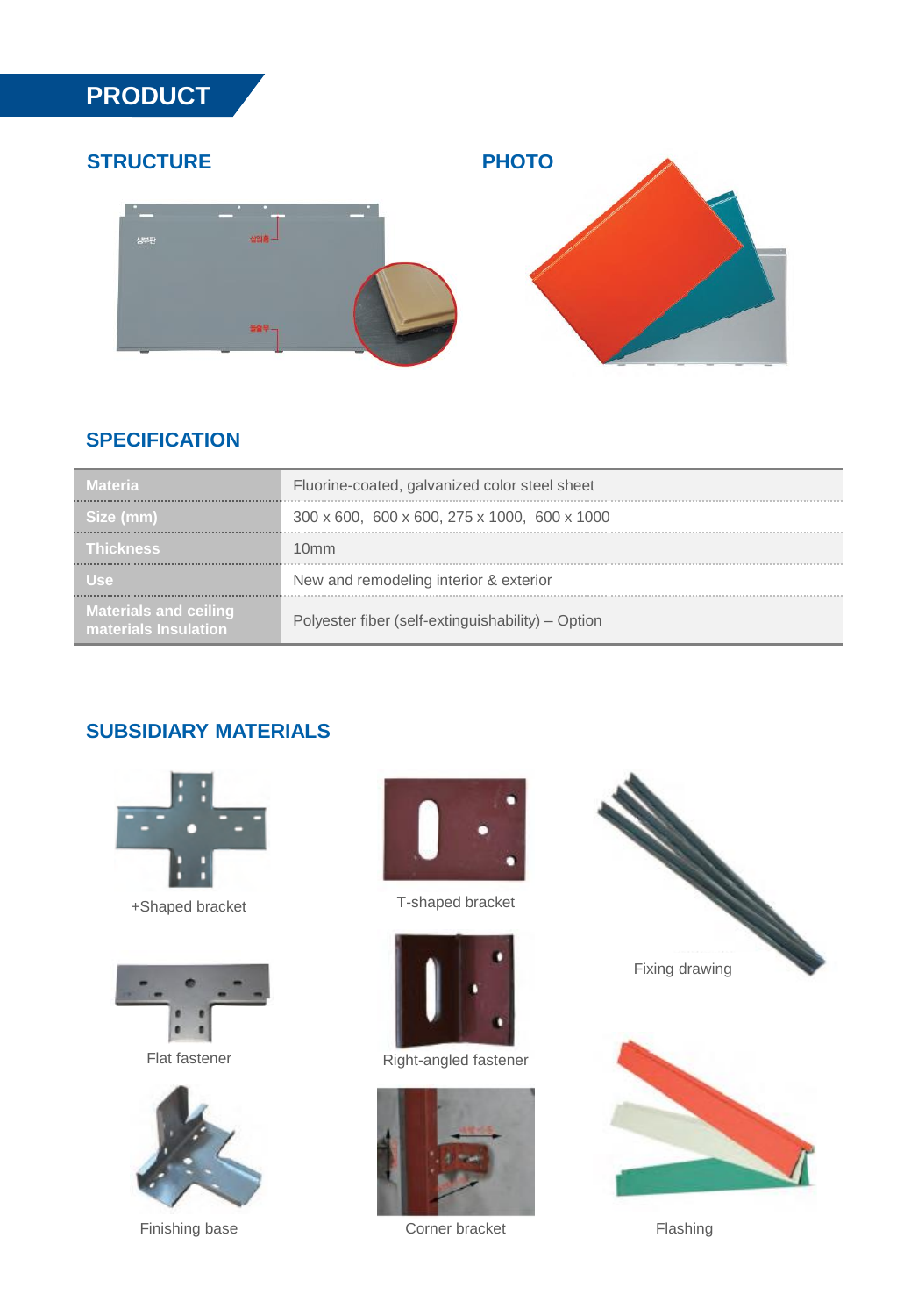# PRODUCT

## STRUCTURE

## PHOTO

## SPECIFICATION

| Materia | Fluorine-coated, galvanized color steel sheet |
|---|---|
| Size (mm) | 300 x 600, 600 x 600, 275 x 1000, 600 x 1000 |
| Thickness | 10mm |
| Use | New and remodeling interior & exterior |
| Materials and ceiling materials Insulation | Polyester fiber (self-extinguishability) – Option |

## SUBSIDIARY MATERIALS

+Shaped bracket

T-shaped bracket

Fixing drawing

Flat fastener

Right-angled fastener

Finishing base

Corner bracket

Flashing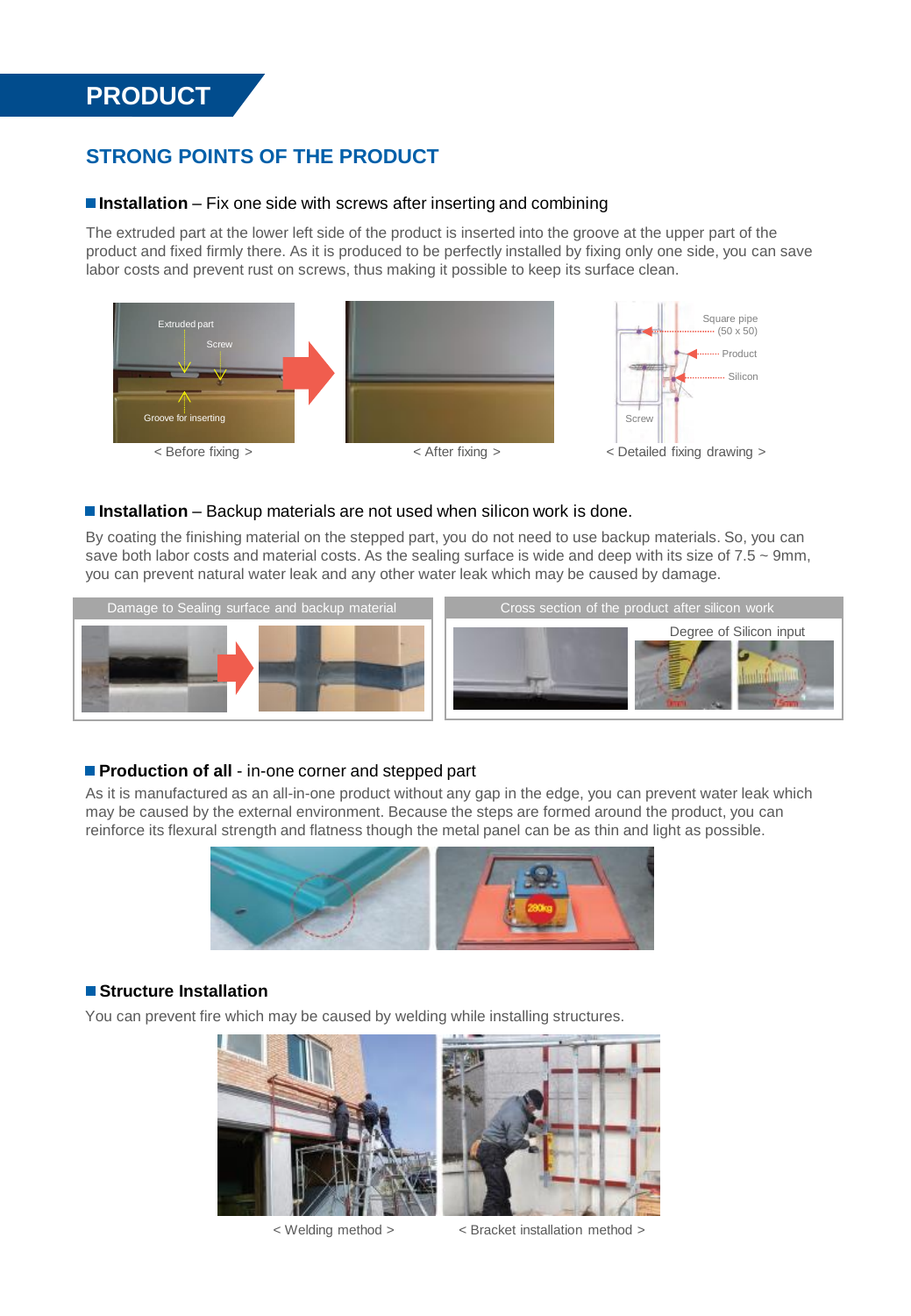# PRODUCT

## STRONG POINTS OF THE PRODUCT

### Installation – Fix one side with screws after inserting and combining

The extruded part at the lower left side of the product is inserted into the groove at the upper part of the product and fixed firmly there. As it is produced to be perfectly installed by fixing only one side, you can save labor costs and prevent rust on screws, thus making it possible to keep its surface clean.

< Before fixing > < After fixing > < Detailed fixing drawing >

### Installation – Backup materials are not used when silicon work is done.

By coating the finishing material on the stepped part, you do not need to use backup materials. So, you can save both labor costs and material costs. As the sealing surface is wide and deep with its size of 7.5 ~ 9mm, you can prevent natural water leak and any other water leak which may be caused by damage.

Damage to Sealing surface and backup material

Cross section of the product after silicon work

Degree of Silicon input

### Production of all - in-one corner and stepped part

As it is manufactured as an all-in-one product without any gap in the edge, you can prevent water leak which may be caused by the external environment. Because the steps are formed around the product, you can reinforce its flexural strength and flatness though the metal panel can be as thin and light as possible.

### Structure Installation

You can prevent fire which may be caused by welding while installing structures.

< Welding method > < Bracket installation method >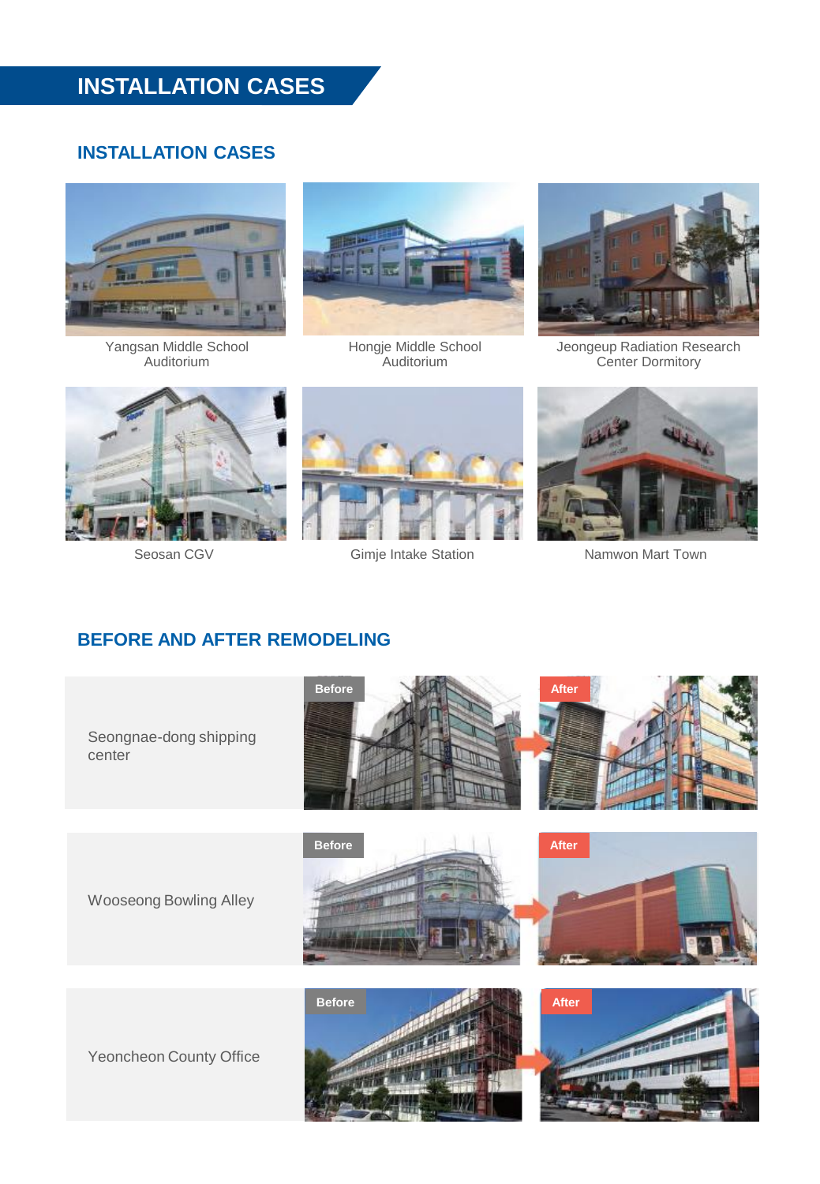# INSTALLATION CASES

## INSTALLATION CASES

Yangsan Middle School Auditorium

Hongje Middle School Auditorium

Jeongeup Radiation Research Center Dormitory

Seosan CGV

Gimje Intake Station

Namwon Mart Town

## BEFORE AND AFTER REMODELING

Seongnae-dong shipping center

Before

After

Wooseong Bowling Alley

Before

After

Yeoncheon County Office

Before

After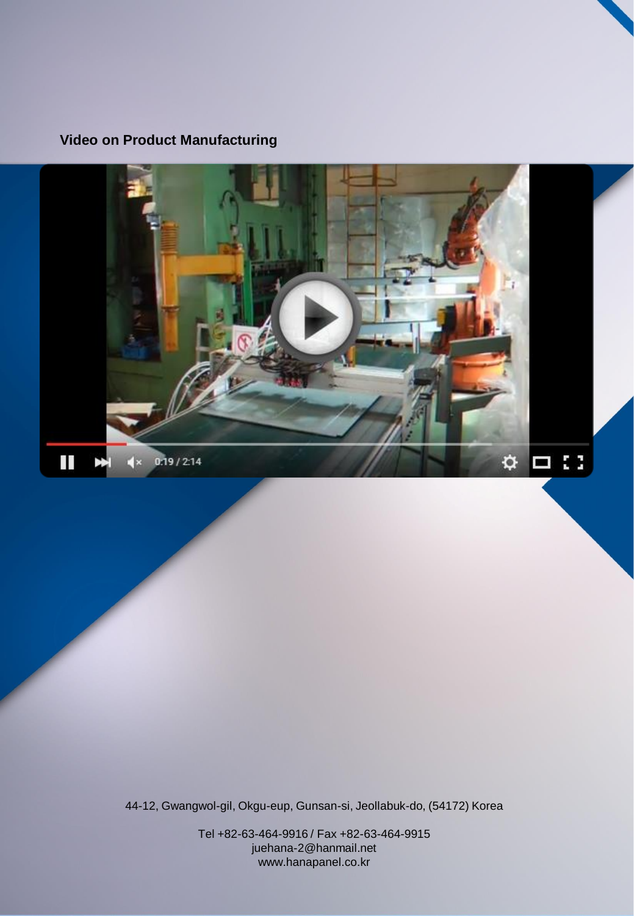**Video on Product Manufacturing**

44-12, Gwangwol-gil, Okgu-eup, Gunsan-si, Jeollabuk-do, (54172) Korea

Tel +82-63-464-9916 / Fax +82-63-464-9915
juehana-2@hanmail.net
www.hanapanel.co.kr